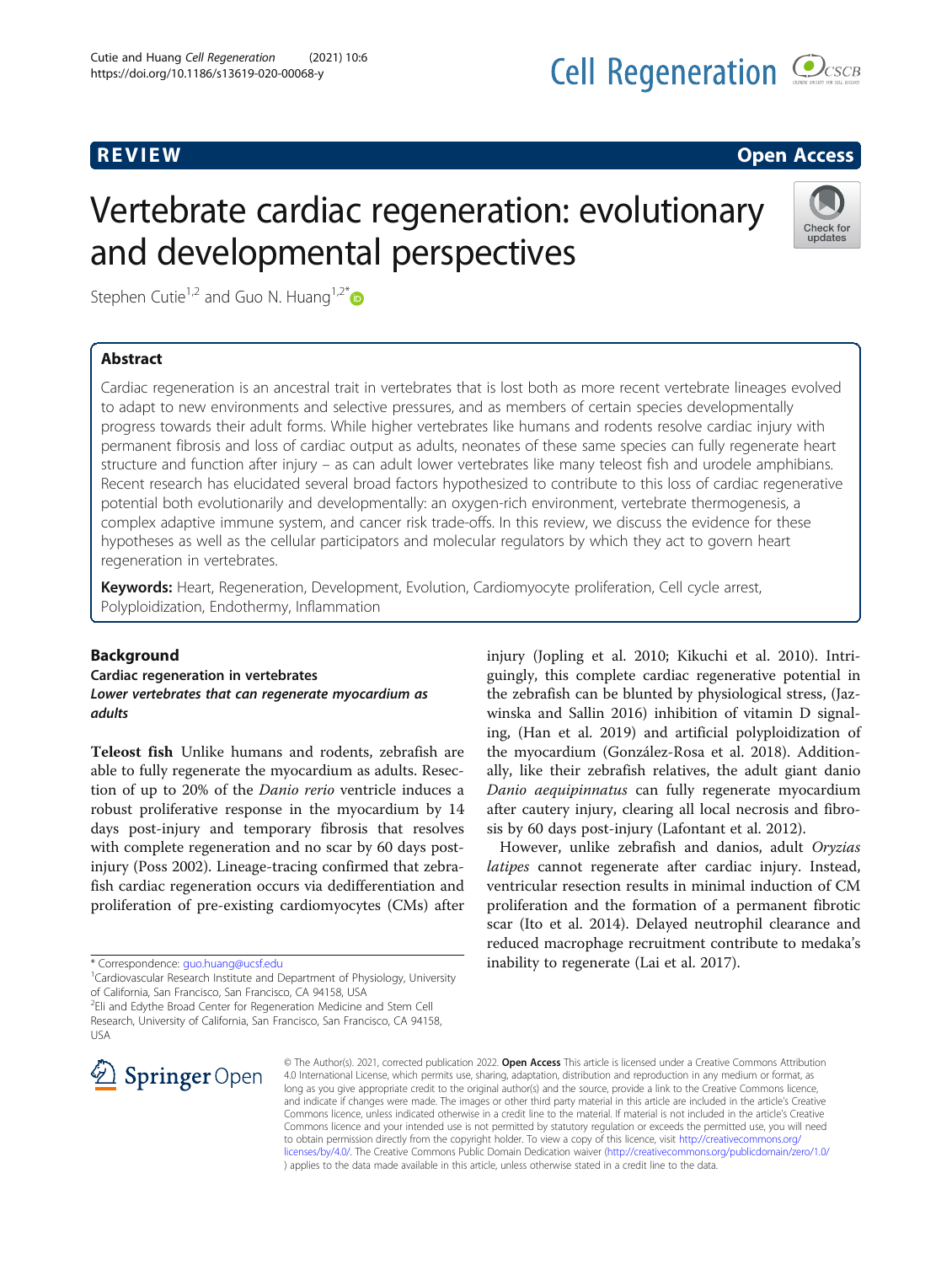REVIEW

Open Access

# Vertebrate cardiac regeneration: evolutionary and developmental perspectives

Stephen Cutie[1,2] and Guo N. Huang[1,2*]

## Abstract

Cardiac regeneration is an ancestral trait in vertebrates that is lost both as more recent vertebrate lineages evolved to adapt to new environments and selective pressures, and as members of certain species developmentally progress towards their adult forms. While higher vertebrates like humans and rodents resolve cardiac injury with permanent fibrosis and loss of cardiac output as adults, neonates of these same species can fully regenerate heart structure and function after injury – as can adult lower vertebrates like many teleost fish and urodele amphibians. Recent research has elucidated several broad factors hypothesized to contribute to this loss of cardiac regenerative potential both evolutionarily and developmentally: an oxygen-rich environment, vertebrate thermogenesis, a complex adaptive immune system, and cancer risk trade-offs. In this review, we discuss the evidence for these hypotheses as well as the cellular participators and molecular regulators by which they act to govern heart regeneration in vertebrates.

**Keywords:** Heart, Regeneration, Development, Evolution, Cardiomyocyte proliferation, Cell cycle arrest, Polyploidization, Endothermy, Inflammation

## Background

### Cardiac regeneration in vertebrates

#### *Lower vertebrates that can regenerate myocardium as adults*

**Teleost fish** Unlike humans and rodents, zebrafish are able to fully regenerate the myocardium as adults. Resection of up to 20% of the *Danio rerio* ventricle induces a robust proliferative response in the myocardium by 14 days post-injury and temporary fibrosis that resolves with complete regeneration and no scar by 60 days post-injury (Poss 2002). Lineage-tracing confirmed that zebrafish cardiac regeneration occurs via dedifferentiation and proliferation of pre-existing cardiomyocytes (CMs) after injury (Jopling et al. 2010; Kikuchi et al. 2010). Intriguingly, this complete cardiac regenerative potential in the zebrafish can be blunted by physiological stress, (Jazwinska and Sallin 2016) inhibition of vitamin D signaling, (Han et al. 2019) and artificial polyploidization of the myocardium (González-Rosa et al. 2018). Additionally, like their zebrafish relatives, the adult giant danio *Danio aequipinnatus* can fully regenerate myocardium after cautery injury, clearing all local necrosis and fibrosis by 60 days post-injury (Lafontant et al. 2012).

However, unlike zebrafish and danios, adult *Oryzias latipes* cannot regenerate after cardiac injury. Instead, ventricular resection results in minimal induction of CM proliferation and the formation of a permanent fibrotic scar (Ito et al. 2014). Delayed neutrophil clearance and reduced macrophage recruitment contribute to medaka's inability to regenerate (Lai et al. 2017).

\* Correspondence: guo.huang@ucsf.edu

[1]Cardiovascular Research Institute and Department of Physiology, University of California, San Francisco, San Francisco, CA 94158, USA

[2]Eli and Edythe Broad Center for Regeneration Medicine and Stem Cell Research, University of California, San Francisco, San Francisco, CA 94158, USA

© The Author(s). 2021, corrected publication 2022. **Open Access** This article is licensed under a Creative Commons Attribution 4.0 International License, which permits use, sharing, adaptation, distribution and reproduction in any medium or format, as long as you give appropriate credit to the original author(s) and the source, provide a link to the Creative Commons licence, and indicate if changes were made. The images or other third party material in this article are included in the article's Creative Commons licence, unless indicated otherwise in a credit line to the material. If material is not included in the article's Creative Commons licence and your intended use is not permitted by statutory regulation or exceeds the permitted use, you will need to obtain permission directly from the copyright holder. To view a copy of this licence, visit http://creativecommons.org/licenses/by/4.0/. The Creative Commons Public Domain Dedication waiver (http://creativecommons.org/publicdomain/zero/1.0/) applies to the data made available in this article, unless otherwise stated in a credit line to the data.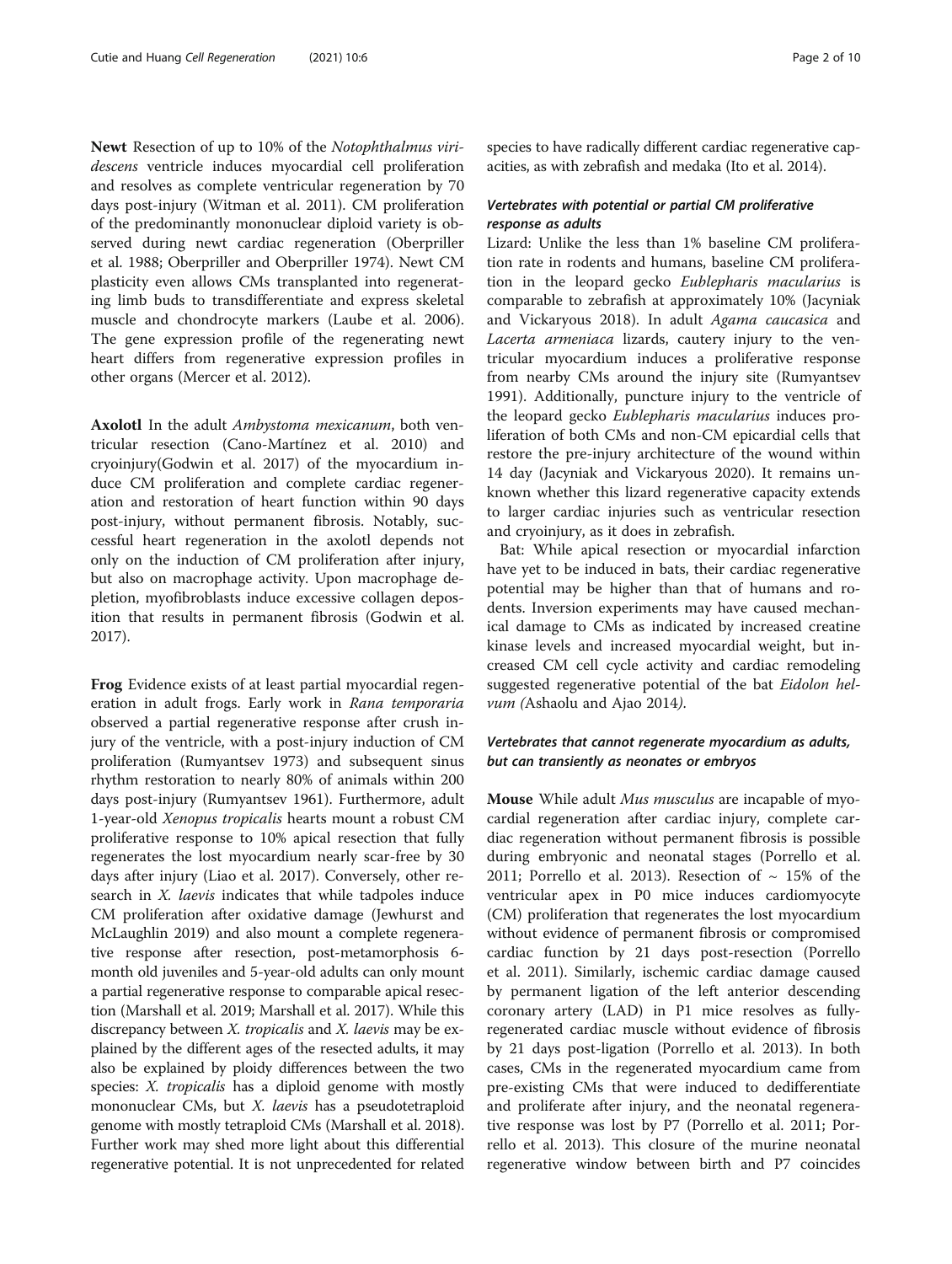**Newt** Resection of up to 10% of the *Notophthalmus viridescens* ventricle induces myocardial cell proliferation and resolves as complete ventricular regeneration by 70 days post-injury (Witman et al. 2011). CM proliferation of the predominantly mononuclear diploid variety is observed during newt cardiac regeneration (Oberpriller et al. 1988; Oberpriller and Oberpriller 1974). Newt CM plasticity even allows CMs transplanted into regenerating limb buds to transdifferentiate and express skeletal muscle and chondrocyte markers (Laube et al. 2006). The gene expression profile of the regenerating newt heart differs from regenerative expression profiles in other organs (Mercer et al. 2012).

**Axolotl** In the adult *Ambystoma mexicanum*, both ventricular resection (Cano-Martínez et al. 2010) and cryoinjury(Godwin et al. 2017) of the myocardium induce CM proliferation and complete cardiac regeneration and restoration of heart function within 90 days post-injury, without permanent fibrosis. Notably, successful heart regeneration in the axolotl depends not only on the induction of CM proliferation after injury, but also on macrophage activity. Upon macrophage depletion, myofibroblasts induce excessive collagen deposition that results in permanent fibrosis (Godwin et al. 2017).

**Frog** Evidence exists of at least partial myocardial regeneration in adult frogs. Early work in *Rana temporaria* observed a partial regenerative response after crush injury of the ventricle, with a post-injury induction of CM proliferation (Rumyantsev 1973) and subsequent sinus rhythm restoration to nearly 80% of animals within 200 days post-injury (Rumyantsev 1961). Furthermore, adult 1-year-old *Xenopus tropicalis* hearts mount a robust CM proliferative response to 10% apical resection that fully regenerates the lost myocardium nearly scar-free by 30 days after injury (Liao et al. 2017). Conversely, other research in *X. laevis* indicates that while tadpoles induce CM proliferation after oxidative damage (Jewhurst and McLaughlin 2019) and also mount a complete regenerative response after resection, post-metamorphosis 6-month old juveniles and 5-year-old adults can only mount a partial regenerative response to comparable apical resection (Marshall et al. 2019; Marshall et al. 2017). While this discrepancy between *X. tropicalis* and *X. laevis* may be explained by the different ages of the resected adults, it may also be explained by ploidy differences between the two species: *X. tropicalis* has a diploid genome with mostly mononuclear CMs, but *X. laevis* has a pseudotetraploid genome with mostly tetraploid CMs (Marshall et al. 2018). Further work may shed more light about this differential regenerative potential. It is not unprecedented for related species to have radically different cardiac regenerative capacities, as with zebrafish and medaka (Ito et al. 2014).

### *Vertebrates with potential or partial CM proliferative response as adults*

Lizard: Unlike the less than 1% baseline CM proliferation rate in rodents and humans, baseline CM proliferation in the leopard gecko *Eublepharis macularius* is comparable to zebrafish at approximately 10% (Jacyniak and Vickaryous 2018). In adult *Agama caucasica* and *Lacerta armeniaca* lizards, cautery injury to the ventricular myocardium induces a proliferative response from nearby CMs around the injury site (Rumyantsev 1991). Additionally, puncture injury to the ventricle of the leopard gecko *Eublepharis macularius* induces proliferation of both CMs and non-CM epicardial cells that restore the pre-injury architecture of the wound within 14 day (Jacyniak and Vickaryous 2020). It remains unknown whether this lizard regenerative capacity extends to larger cardiac injuries such as ventricular resection and cryoinjury, as it does in zebrafish.

Bat: While apical resection or myocardial infarction have yet to be induced in bats, their cardiac regenerative potential may be higher than that of humans and rodents. Inversion experiments may have caused mechanical damage to CMs as indicated by increased creatine kinase levels and increased myocardial weight, but increased CM cell cycle activity and cardiac remodeling suggested regenerative potential of the bat *Eidolon helvum (*Ashaolu and Ajao 2014*)*.

### *Vertebrates that cannot regenerate myocardium as adults, but can transiently as neonates or embryos*

**Mouse** While adult *Mus musculus* are incapable of myocardial regeneration after cardiac injury, complete cardiac regeneration without permanent fibrosis is possible during embryonic and neonatal stages (Porrello et al. 2011; Porrello et al. 2013). Resection of ~ 15% of the ventricular apex in P0 mice induces cardiomyocyte (CM) proliferation that regenerates the lost myocardium without evidence of permanent fibrosis or compromised cardiac function by 21 days post-resection (Porrello et al. 2011). Similarly, ischemic cardiac damage caused by permanent ligation of the left anterior descending coronary artery (LAD) in P1 mice resolves as fully-regenerated cardiac muscle without evidence of fibrosis by 21 days post-ligation (Porrello et al. 2013). In both cases, CMs in the regenerated myocardium came from pre-existing CMs that were induced to dedifferentiate and proliferate after injury, and the neonatal regenerative response was lost by P7 (Porrello et al. 2011; Porrello et al. 2013). This closure of the murine neonatal regenerative window between birth and P7 coincides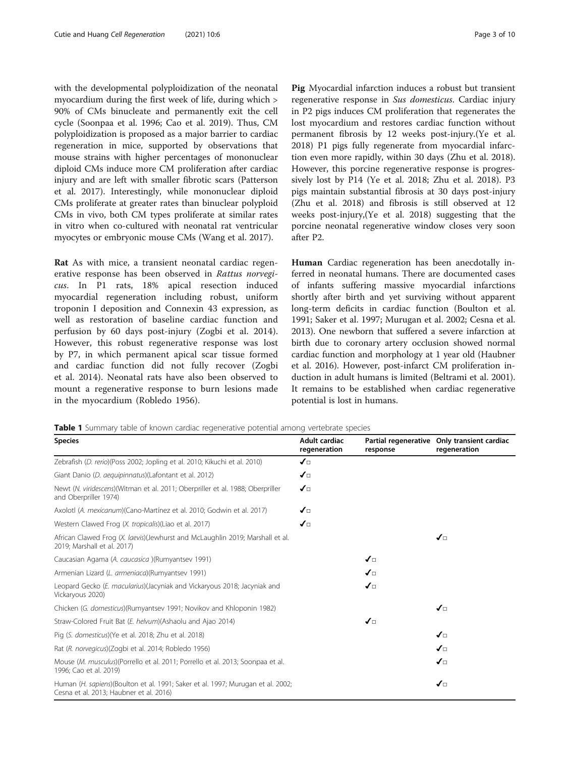with the developmental polyploidization of the neonatal myocardium during the first week of life, during which > 90% of CMs binucleate and permanently exit the cell cycle (Soonpaa et al. 1996; Cao et al. 2019). Thus, CM polyploidization is proposed as a major barrier to cardiac regeneration in mice, supported by observations that mouse strains with higher percentages of mononuclear diploid CMs induce more CM proliferation after cardiac injury and are left with smaller fibrotic scars (Patterson et al. 2017). Interestingly, while mononuclear diploid CMs proliferate at greater rates than binuclear polyploid CMs in vivo, both CM types proliferate at similar rates in vitro when co-cultured with neonatal rat ventricular myocytes or embryonic mouse CMs (Wang et al. 2017).

**Rat** As with mice, a transient neonatal cardiac regenerative response has been observed in *Rattus norvegicus*. In P1 rats, 18% apical resection induced myocardial regeneration including robust, uniform troponin I deposition and Connexin 43 expression, as well as restoration of baseline cardiac function and perfusion by 60 days post-injury (Zogbi et al. 2014). However, this robust regenerative response was lost by P7, in which permanent apical scar tissue formed and cardiac function did not fully recover (Zogbi et al. 2014). Neonatal rats have also been observed to mount a regenerative response to burn lesions made in the myocardium (Robledo 1956).

**Pig** Myocardial infarction induces a robust but transient regenerative response in *Sus domesticus*. Cardiac injury in P2 pigs induces CM proliferation that regenerates the lost myocardium and restores cardiac function without permanent fibrosis by 12 weeks post-injury.(Ye et al. 2018) P1 pigs fully regenerate from myocardial infarction even more rapidly, within 30 days (Zhu et al. 2018). However, this porcine regenerative response is progressively lost by P14 (Ye et al. 2018; Zhu et al. 2018). P3 pigs maintain substantial fibrosis at 30 days post-injury (Zhu et al. 2018) and fibrosis is still observed at 12 weeks post-injury,(Ye et al. 2018) suggesting that the porcine neonatal regenerative window closes very soon after P2.

**Human** Cardiac regeneration has been anecdotally inferred in neonatal humans. There are documented cases of infants suffering massive myocardial infarctions shortly after birth and yet surviving without apparent long-term deficits in cardiac function (Boulton et al. 1991; Saker et al. 1997; Murugan et al. 2002; Cesna et al. 2013). One newborn that suffered a severe infarction at birth due to coronary artery occlusion showed normal cardiac function and morphology at 1 year old (Haubner et al. 2016). However, post-infarct CM proliferation induction in adult humans is limited (Beltrami et al. 2001). It remains to be established when cardiac regenerative potential is lost in humans.

**Table 1** Summary table of known cardiac regenerative potential among vertebrate species

| Species | Adult cardiac regeneration | Partial regenerative response | Only transient cardiac regeneration |
|---|---|---|---|
| Zebrafish (*D. rerio*)(Poss 2002; Jopling et al. 2010; Kikuchi et al. 2010) | ✓ | | |
| Giant Danio (*D. aequipinnatus*)(Lafontant et al. 2012) | ✓ | | |
| Newt (*N. viridescens*)(Witman et al. 2011; Oberpriller et al. 1988; Oberpriller and Oberpriller 1974) | ✓ | | |
| Axolotl (*A. mexicanum*)(Cano-Martínez et al. 2010; Godwin et al. 2017) | ✓ | | |
| Western Clawed Frog (*X. tropicalis*)(Liao et al. 2017) | ✓ | | |
| African Clawed Frog (*X. laevis*)(Jewhurst and McLaughlin 2019; Marshall et al. 2019; Marshall et al. 2017) | | | ✓ |
| Caucasian Agama (*A. caucasica* )(Rumyantsev 1991) | | ✓ | |
| Armenian Lizard (*L. armeniaca*)(Rumyantsev 1991) | | ✓ | |
| Leopard Gecko (*E. macularius*)(Jacyniak and Vickaryous 2018; Jacyniak and Vickaryous 2020) | | ✓ | |
| Chicken (*G. domesticus*)(Rumyantsev 1991; Novikov and Khloponin 1982) | | | ✓ |
| Straw-Colored Fruit Bat (*E. helvum*)(Ashaolu and Ajao 2014) | | ✓ | |
| Pig (*S. domesticus*)(Ye et al. 2018; Zhu et al. 2018) | | | ✓ |
| Rat (*R. norvegicus*)(Zogbi et al. 2014; Robledo 1956) | | | ✓ |
| Mouse (*M. musculus*)(Porrello et al. 2011; Porrello et al. 2013; Soonpaa et al. 1996; Cao et al. 2019) | | | ✓ |
| Human (*H. sapiens*)(Boulton et al. 1991; Saker et al. 1997; Murugan et al. 2002; Cesna et al. 2013; Haubner et al. 2016) | | | ✓ |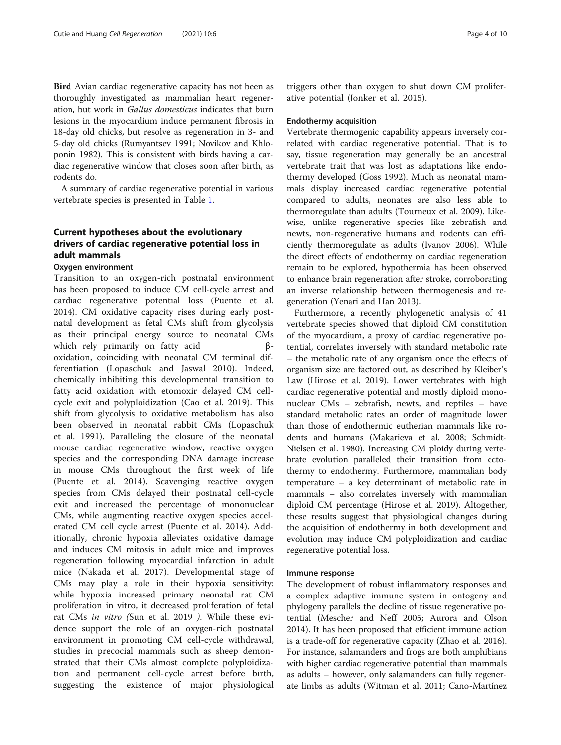**Bird** Avian cardiac regenerative capacity has not been as thoroughly investigated as mammalian heart regeneration, but work in *Gallus domesticus* indicates that burn lesions in the myocardium induce permanent fibrosis in 18-day old chicks, but resolve as regeneration in 3- and 5-day old chicks (Rumyantsev 1991; Novikov and Khloponin 1982). This is consistent with birds having a cardiac regenerative window that closes soon after birth, as rodents do.

A summary of cardiac regenerative potential in various vertebrate species is presented in Table 1.

## Current hypotheses about the evolutionary drivers of cardiac regenerative potential loss in adult mammals

### Oxygen environment

Transition to an oxygen-rich postnatal environment has been proposed to induce CM cell-cycle arrest and cardiac regenerative potential loss (Puente et al. 2014). CM oxidative capacity rises during early postnatal development as fetal CMs shift from glycolysis as their principal energy source to neonatal CMs which rely primarily on fatty acid β-oxidation, coinciding with neonatal CM terminal differentiation (Lopaschuk and Jaswal 2010). Indeed, chemically inhibiting this developmental transition to fatty acid oxidation with etomoxir delayed CM cell-cycle exit and polyploidization (Cao et al. 2019). This shift from glycolysis to oxidative metabolism has also been observed in neonatal rabbit CMs (Lopaschuk et al. 1991). Paralleling the closure of the neonatal mouse cardiac regenerative window, reactive oxygen species and the corresponding DNA damage increase in mouse CMs throughout the first week of life (Puente et al. 2014). Scavenging reactive oxygen species from CMs delayed their postnatal cell-cycle exit and increased the percentage of mononuclear CMs, while augmenting reactive oxygen species accelerated CM cell cycle arrest (Puente et al. 2014). Additionally, chronic hypoxia alleviates oxidative damage and induces CM mitosis in adult mice and improves regeneration following myocardial infarction in adult mice (Nakada et al. 2017). Developmental stage of CMs may play a role in their hypoxia sensitivity: while hypoxia increased primary neonatal rat CM proliferation in vitro, it decreased proliferation of fetal rat CMs *in vitro (*Sun et al. 2019 *)*. While these evidence support the role of an oxygen-rich postnatal environment in promoting CM cell-cycle withdrawal, studies in precocial mammals such as sheep demonstrated that their CMs almost complete polyploidization and permanent cell-cycle arrest before birth, suggesting the existence of major physiological triggers other than oxygen to shut down CM proliferative potential (Jonker et al. 2015).

### Endothermy acquisition

Vertebrate thermogenic capability appears inversely correlated with cardiac regenerative potential. That is to say, tissue regeneration may generally be an ancestral vertebrate trait that was lost as adaptations like endothermy developed (Goss 1992). Much as neonatal mammals display increased cardiac regenerative potential compared to adults, neonates are also less able to thermoregulate than adults (Tourneux et al. 2009). Likewise, unlike regenerative species like zebrafish and newts, non-regenerative humans and rodents can efficiently thermoregulate as adults (Ivanov 2006). While the direct effects of endothermy on cardiac regeneration remain to be explored, hypothermia has been observed to enhance brain regeneration after stroke, corroborating an inverse relationship between thermogenesis and regeneration (Yenari and Han 2013).

Furthermore, a recently phylogenetic analysis of 41 vertebrate species showed that diploid CM constitution of the myocardium, a proxy of cardiac regenerative potential, correlates inversely with standard metabolic rate – the metabolic rate of any organism once the effects of organism size are factored out, as described by Kleiber's Law (Hirose et al. 2019). Lower vertebrates with high cardiac regenerative potential and mostly diploid mononuclear CMs – zebrafish, newts, and reptiles – have standard metabolic rates an order of magnitude lower than those of endothermic eutherian mammals like rodents and humans (Makarieva et al. 2008; Schmidt-Nielsen et al. 1980). Increasing CM ploidy during vertebrate evolution paralleled their transition from ectothermy to endothermy. Furthermore, mammalian body temperature – a key determinant of metabolic rate in mammals – also correlates inversely with mammalian diploid CM percentage (Hirose et al. 2019). Altogether, these results suggest that physiological changes during the acquisition of endothermy in both development and evolution may induce CM polyploidization and cardiac regenerative potential loss.

### Immune response

The development of robust inflammatory responses and a complex adaptive immune system in ontogeny and phylogeny parallels the decline of tissue regenerative potential (Mescher and Neff 2005; Aurora and Olson 2014). It has been proposed that efficient immune action is a trade-off for regenerative capacity (Zhao et al. 2016). For instance, salamanders and frogs are both amphibians with higher cardiac regenerative potential than mammals as adults – however, only salamanders can fully regenerate limbs as adults (Witman et al. 2011; Cano-Martínez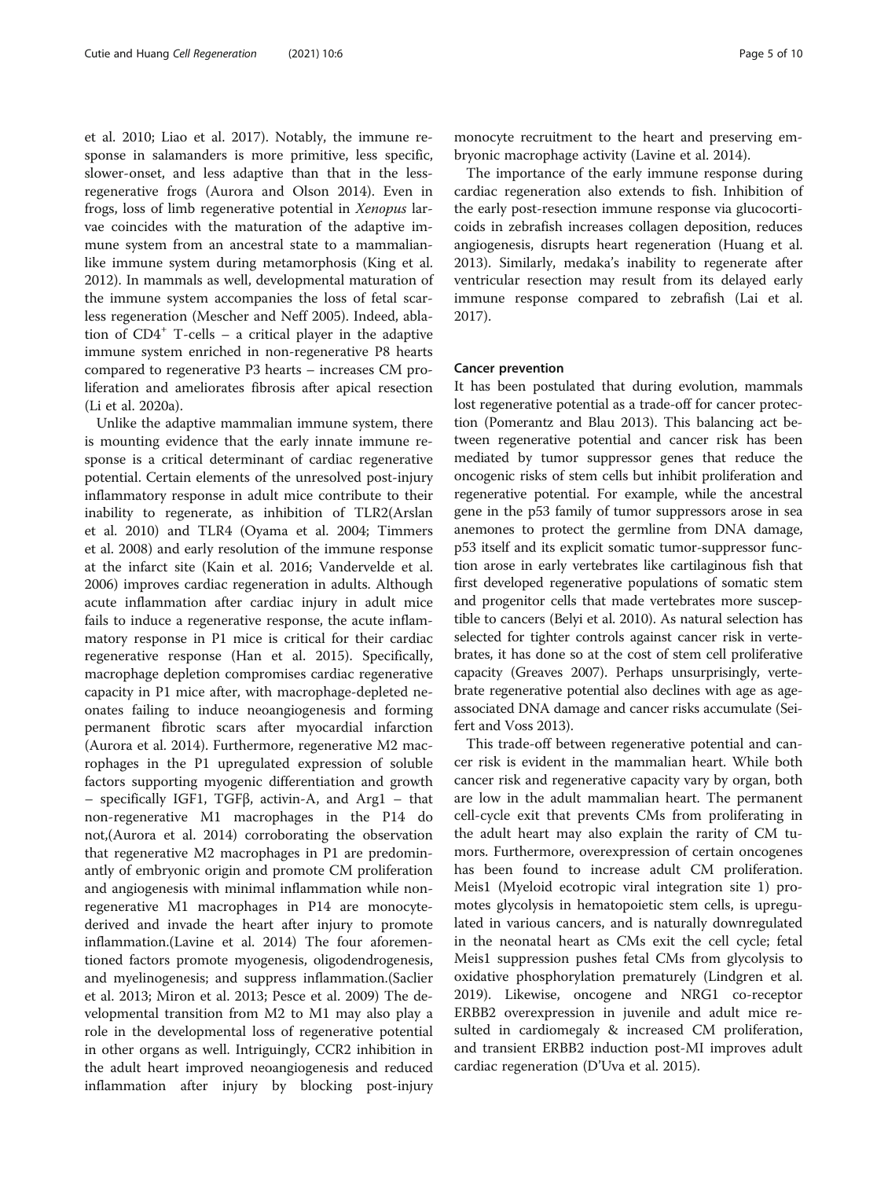et al. 2010; Liao et al. 2017). Notably, the immune response in salamanders is more primitive, less specific, slower-onset, and less adaptive than that in the less-regenerative frogs (Aurora and Olson 2014). Even in frogs, loss of limb regenerative potential in *Xenopus* larvae coincides with the maturation of the adaptive immune system from an ancestral state to a mammalian-like immune system during metamorphosis (King et al. 2012). In mammals as well, developmental maturation of the immune system accompanies the loss of fetal scarless regeneration (Mescher and Neff 2005). Indeed, ablation of $CD4^+$ T-cells – a critical player in the adaptive immune system enriched in non-regenerative P8 hearts compared to regenerative P3 hearts – increases CM proliferation and ameliorates fibrosis after apical resection (Li et al. 2020a).

Unlike the adaptive mammalian immune system, there is mounting evidence that the early innate immune response is a critical determinant of cardiac regenerative potential. Certain elements of the unresolved post-injury inflammatory response in adult mice contribute to their inability to regenerate, as inhibition of TLR2(Arslan et al. 2010) and TLR4 (Oyama et al. 2004; Timmers et al. 2008) and early resolution of the immune response at the infarct site (Kain et al. 2016; Vandervelde et al. 2006) improves cardiac regeneration in adults. Although acute inflammation after cardiac injury in adult mice fails to induce a regenerative response, the acute inflammatory response in P1 mice is critical for their cardiac regenerative response (Han et al. 2015). Specifically, macrophage depletion compromises cardiac regenerative capacity in P1 mice after, with macrophage-depleted neonates failing to induce neoangiogenesis and forming permanent fibrotic scars after myocardial infarction (Aurora et al. 2014). Furthermore, regenerative M2 macrophages in the P1 upregulated expression of soluble factors supporting myogenic differentiation and growth – specifically IGF1, TGFβ, activin-A, and Arg1 – that non-regenerative M1 macrophages in the P14 do not,(Aurora et al. 2014) corroborating the observation that regenerative M2 macrophages in P1 are predominantly of embryonic origin and promote CM proliferation and angiogenesis with minimal inflammation while non-regenerative M1 macrophages in P14 are monocyte-derived and invade the heart after injury to promote inflammation.(Lavine et al. 2014) The four aforementioned factors promote myogenesis, oligodendrogenesis, and myelinogenesis; and suppress inflammation.(Saclier et al. 2013; Miron et al. 2013; Pesce et al. 2009) The developmental transition from M2 to M1 may also play a role in the developmental loss of regenerative potential in other organs as well. Intriguingly, CCR2 inhibition in the adult heart improved neoangiogenesis and reduced inflammation after injury by blocking post-injury monocyte recruitment to the heart and preserving embryonic macrophage activity (Lavine et al. 2014).

The importance of the early immune response during cardiac regeneration also extends to fish. Inhibition of the early post-resection immune response via glucocorticoids in zebrafish increases collagen deposition, reduces angiogenesis, disrupts heart regeneration (Huang et al. 2013). Similarly, medaka's inability to regenerate after ventricular resection may result from its delayed early immune response compared to zebrafish (Lai et al. 2017).

#### Cancer prevention

It has been postulated that during evolution, mammals lost regenerative potential as a trade-off for cancer protection (Pomerantz and Blau 2013). This balancing act between regenerative potential and cancer risk has been mediated by tumor suppressor genes that reduce the oncogenic risks of stem cells but inhibit proliferation and regenerative potential. For example, while the ancestral gene in the p53 family of tumor suppressors arose in sea anemones to protect the germline from DNA damage, p53 itself and its explicit somatic tumor-suppressor function arose in early vertebrates like cartilaginous fish that first developed regenerative populations of somatic stem and progenitor cells that made vertebrates more susceptible to cancers (Belyi et al. 2010). As natural selection has selected for tighter controls against cancer risk in vertebrates, it has done so at the cost of stem cell proliferative capacity (Greaves 2007). Perhaps unsurprisingly, vertebrate regenerative potential also declines with age as age-associated DNA damage and cancer risks accumulate (Seifert and Voss 2013).

This trade-off between regenerative potential and cancer risk is evident in the mammalian heart. While both cancer risk and regenerative capacity vary by organ, both are low in the adult mammalian heart. The permanent cell-cycle exit that prevents CMs from proliferating in the adult heart may also explain the rarity of CM tumors. Furthermore, overexpression of certain oncogenes has been found to increase adult CM proliferation. Meis1 (Myeloid ecotropic viral integration site 1) promotes glycolysis in hematopoietic stem cells, is upregulated in various cancers, and is naturally downregulated in the neonatal heart as CMs exit the cell cycle; fetal Meis1 suppression pushes fetal CMs from glycolysis to oxidative phosphorylation prematurely (Lindgren et al. 2019). Likewise, oncogene and NRG1 co-receptor ERBB2 overexpression in juvenile and adult mice resulted in cardiomegaly & increased CM proliferation, and transient ERBB2 induction post-MI improves adult cardiac regeneration (D'Uva et al. 2015).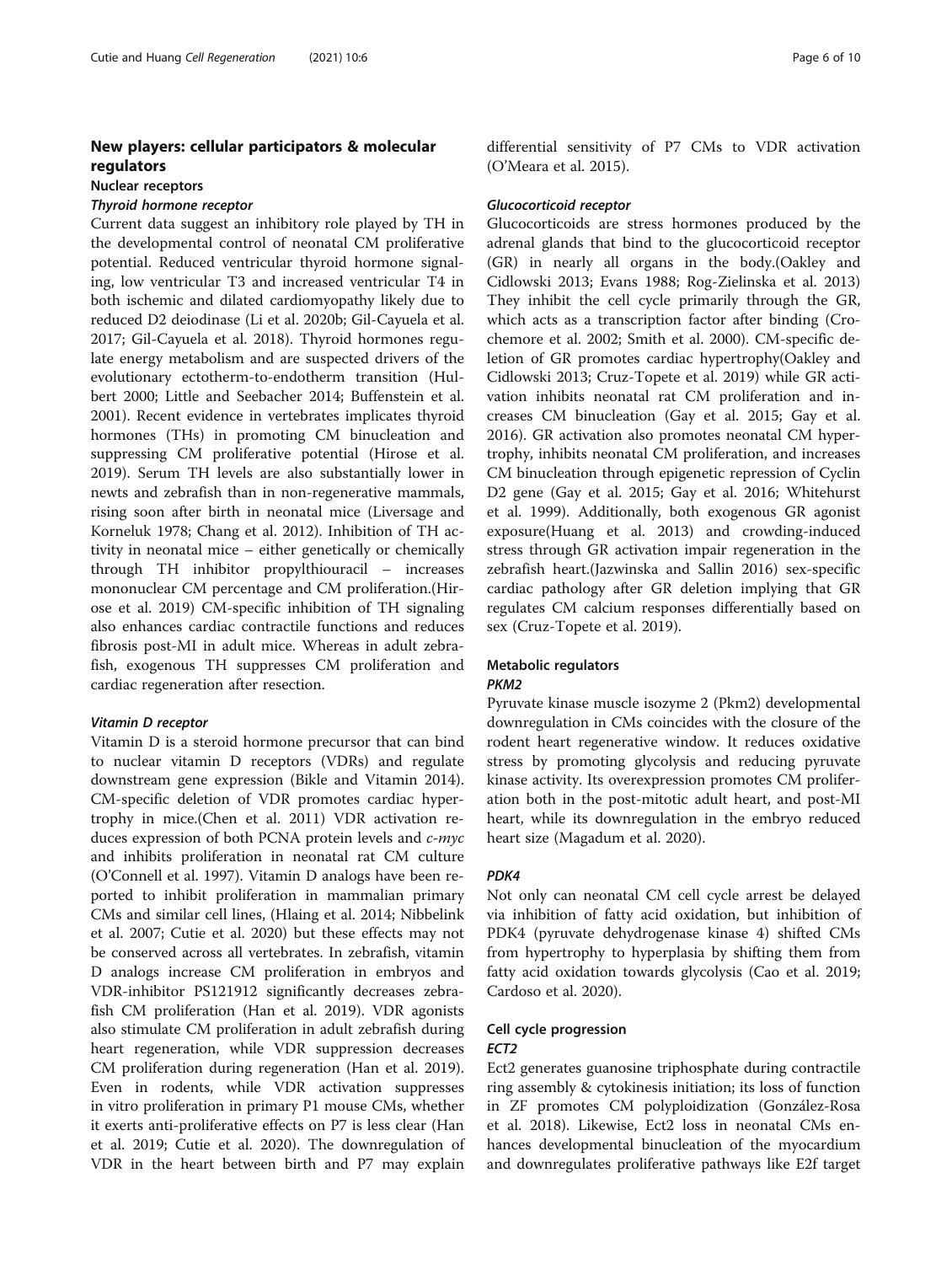## New players: cellular participators & molecular regulators

### Nuclear receptors

#### *Thyroid hormone receptor*

Current data suggest an inhibitory role played by TH in the developmental control of neonatal CM proliferative potential. Reduced ventricular thyroid hormone signaling, low ventricular T3 and increased ventricular T4 in both ischemic and dilated cardiomyopathy likely due to reduced D2 deiodinase (Li et al. 2020b; Gil-Cayuela et al. 2017; Gil-Cayuela et al. 2018). Thyroid hormones regulate energy metabolism and are suspected drivers of the evolutionary ectotherm-to-endotherm transition (Hulbert 2000; Little and Seebacher 2014; Buffenstein et al. 2001). Recent evidence in vertebrates implicates thyroid hormones (THs) in promoting CM binucleation and suppressing CM proliferative potential (Hirose et al. 2019). Serum TH levels are also substantially lower in newts and zebrafish than in non-regenerative mammals, rising soon after birth in neonatal mice (Liversage and Korneluk 1978; Chang et al. 2012). Inhibition of TH activity in neonatal mice – either genetically or chemically through TH inhibitor propylthiouracil – increases mononuclear CM percentage and CM proliferation.(Hirose et al. 2019) CM-specific inhibition of TH signaling also enhances cardiac contractile functions and reduces fibrosis post-MI in adult mice. Whereas in adult zebrafish, exogenous TH suppresses CM proliferation and cardiac regeneration after resection.

#### *Vitamin D receptor*

Vitamin D is a steroid hormone precursor that can bind to nuclear vitamin D receptors (VDRs) and regulate downstream gene expression (Bikle and Vitamin 2014). CM-specific deletion of VDR promotes cardiac hypertrophy in mice.(Chen et al. 2011) VDR activation reduces expression of both PCNA protein levels and *c-myc* and inhibits proliferation in neonatal rat CM culture (O'Connell et al. 1997). Vitamin D analogs have been reported to inhibit proliferation in mammalian primary CMs and similar cell lines, (Hlaing et al. 2014; Nibbelink et al. 2007; Cutie et al. 2020) but these effects may not be conserved across all vertebrates. In zebrafish, vitamin D analogs increase CM proliferation in embryos and VDR-inhibitor PS121912 significantly decreases zebrafish CM proliferation (Han et al. 2019). VDR agonists also stimulate CM proliferation in adult zebrafish during heart regeneration, while VDR suppression decreases CM proliferation during regeneration (Han et al. 2019). Even in rodents, while VDR activation suppresses in vitro proliferation in primary P1 mouse CMs, whether it exerts anti-proliferative effects on P7 is less clear (Han et al. 2019; Cutie et al. 2020). The downregulation of VDR in the heart between birth and P7 may explain differential sensitivity of P7 CMs to VDR activation (O'Meara et al. 2015).

#### *Glucocorticoid receptor*

Glucocorticoids are stress hormones produced by the adrenal glands that bind to the glucocorticoid receptor (GR) in nearly all organs in the body.(Oakley and Cidlowski 2013; Evans 1988; Rog-Zielinska et al. 2013) They inhibit the cell cycle primarily through the GR, which acts as a transcription factor after binding (Crochemore et al. 2002; Smith et al. 2000). CM-specific deletion of GR promotes cardiac hypertrophy(Oakley and Cidlowski 2013; Cruz-Topete et al. 2019) while GR activation inhibits neonatal rat CM proliferation and increases CM binucleation (Gay et al. 2015; Gay et al. 2016). GR activation also promotes neonatal CM hypertrophy, inhibits neonatal CM proliferation, and increases CM binucleation through epigenetic repression of Cyclin D2 gene (Gay et al. 2015; Gay et al. 2016; Whitehurst et al. 1999). Additionally, both exogenous GR agonist exposure(Huang et al. 2013) and crowding-induced stress through GR activation impair regeneration in the zebrafish heart.(Jazwinska and Sallin 2016) sex-specific cardiac pathology after GR deletion implying that GR regulates CM calcium responses differentially based on sex (Cruz-Topete et al. 2019).

### Metabolic regulators

#### *PKM2*

Pyruvate kinase muscle isozyme 2 (Pkm2) developmental downregulation in CMs coincides with the closure of the rodent heart regenerative window. It reduces oxidative stress by promoting glycolysis and reducing pyruvate kinase activity. Its overexpression promotes CM proliferation both in the post-mitotic adult heart, and post-MI heart, while its downregulation in the embryo reduced heart size (Magadum et al. 2020).

#### *PDK4*

Not only can neonatal CM cell cycle arrest be delayed via inhibition of fatty acid oxidation, but inhibition of PDK4 (pyruvate dehydrogenase kinase 4) shifted CMs from hypertrophy to hyperplasia by shifting them from fatty acid oxidation towards glycolysis (Cao et al. 2019; Cardoso et al. 2020).

### Cell cycle progression

#### *ECT2*

Ect2 generates guanosine triphosphate during contractile ring assembly & cytokinesis initiation; its loss of function in ZF promotes CM polyploidization (González-Rosa et al. 2018). Likewise, Ect2 loss in neonatal CMs enhances developmental binucleation of the myocardium and downregulates proliferative pathways like E2f target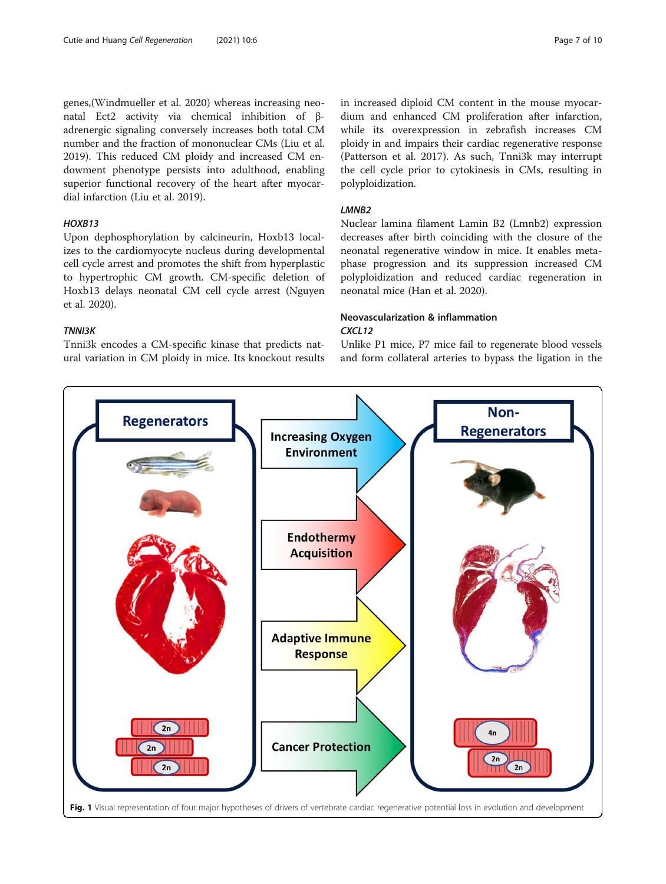genes,(Windmueller et al. 2020) whereas increasing neonatal Ect2 activity via chemical inhibition of β-adrenergic signaling conversely increases both total CM number and the fraction of mononuclear CMs (Liu et al. 2019). This reduced CM ploidy and increased CM endowment phenotype persists into adulthood, enabling superior functional recovery of the heart after myocardial infarction (Liu et al. 2019).

### *HOXB13*

Upon dephosphorylation by calcineurin, Hoxb13 localizes to the cardiomyocyte nucleus during developmental cell cycle arrest and promotes the shift from hyperplastic to hypertrophic CM growth. CM-specific deletion of Hoxb13 delays neonatal CM cell cycle arrest (Nguyen et al. 2020).

### *TNNI3K*

Tnni3k encodes a CM-specific kinase that predicts natural variation in CM ploidy in mice. Its knockout results in increased diploid CM content in the mouse myocardium and enhanced CM proliferation after infarction, while its overexpression in zebrafish increases CM ploidy in and impairs their cardiac regenerative response (Patterson et al. 2017). As such, Tnni3k may interrupt the cell cycle prior to cytokinesis in CMs, resulting in polyploidization.

### *LMNB2*

Nuclear lamina filament Lamin B2 (Lmnb2) expression decreases after birth coinciding with the closure of the neonatal regenerative window in mice. It enables metaphase progression and its suppression increased CM polyploidization and reduced cardiac regeneration in neonatal mice (Han et al. 2020).

## Neovascularization & inflammation

### *CXCL12*

Unlike P1 mice, P7 mice fail to regenerate blood vessels and form collateral arteries to bypass the ligation in the

**Fig. 1** Visual representation of four major hypotheses of drivers of vertebrate cardiac regenerative potential loss in evolution and development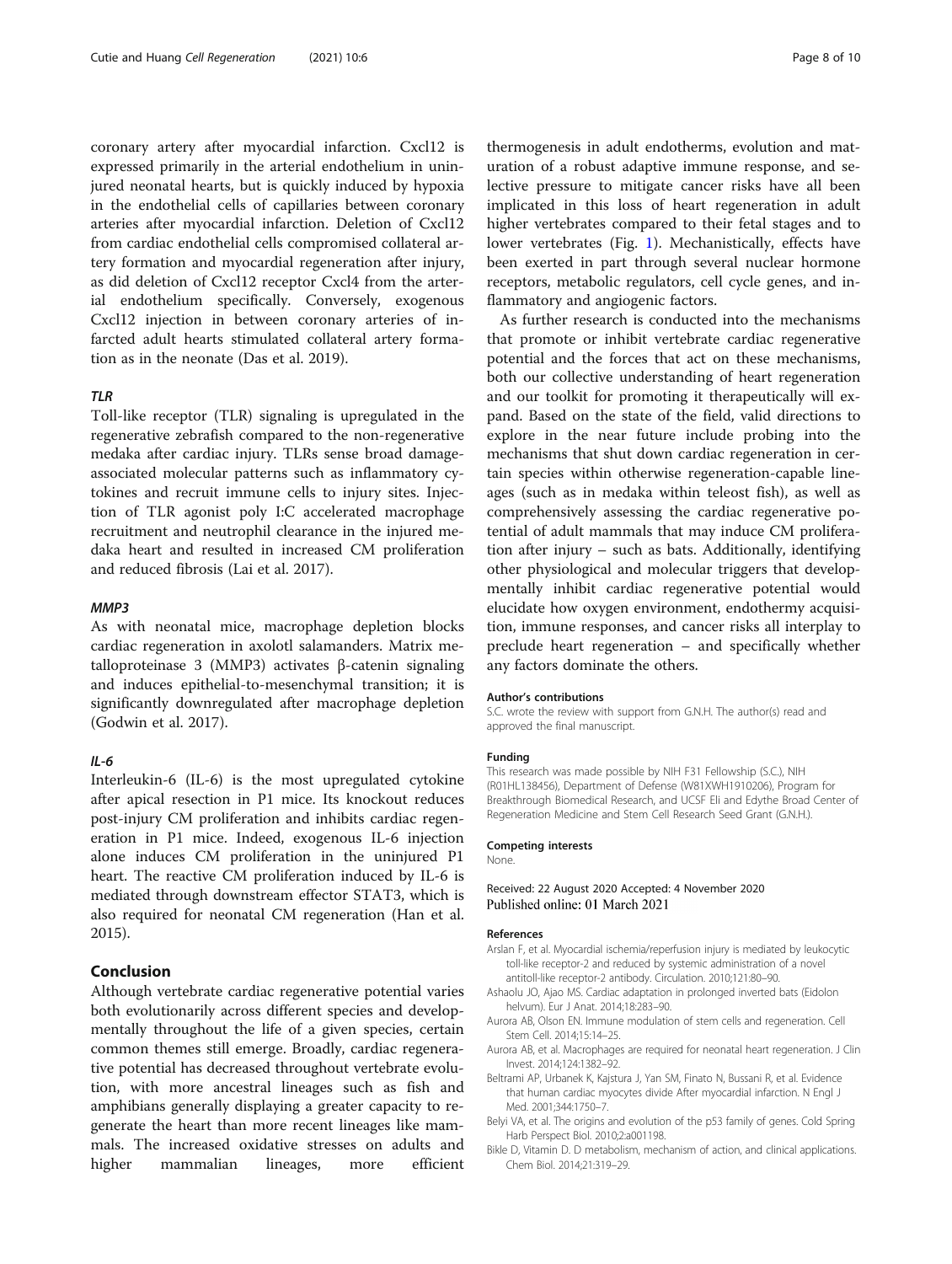coronary artery after myocardial infarction. Cxcl12 is expressed primarily in the arterial endothelium in uninjured neonatal hearts, but is quickly induced by hypoxia in the endothelial cells of capillaries between coronary arteries after myocardial infarction. Deletion of Cxcl12 from cardiac endothelial cells compromised collateral artery formation and myocardial regeneration after injury, as did deletion of Cxcl12 receptor Cxcl4 from the arterial endothelium specifically. Conversely, exogenous Cxcl12 injection in between coronary arteries of infarcted adult hearts stimulated collateral artery formation as in the neonate (Das et al. 2019).

### *TLR*

Toll-like receptor (TLR) signaling is upregulated in the regenerative zebrafish compared to the non-regenerative medaka after cardiac injury. TLRs sense broad damage-associated molecular patterns such as inflammatory cytokines and recruit immune cells to injury sites. Injection of TLR agonist poly I:C accelerated macrophage recruitment and neutrophil clearance in the injured medaka heart and resulted in increased CM proliferation and reduced fibrosis (Lai et al. 2017).

### *MMP3*

As with neonatal mice, macrophage depletion blocks cardiac regeneration in axolotl salamanders. Matrix metalloproteinase 3 (MMP3) activates β-catenin signaling and induces epithelial-to-mesenchymal transition; it is significantly downregulated after macrophage depletion (Godwin et al. 2017).

### *IL-6*

Interleukin-6 (IL-6) is the most upregulated cytokine after apical resection in P1 mice. Its knockout reduces post-injury CM proliferation and inhibits cardiac regeneration in P1 mice. Indeed, exogenous IL-6 injection alone induces CM proliferation in the uninjured P1 heart. The reactive CM proliferation induced by IL-6 is mediated through downstream effector STAT3, which is also required for neonatal CM regeneration (Han et al. 2015).

## Conclusion

Although vertebrate cardiac regenerative potential varies both evolutionarily across different species and developmentally throughout the life of a given species, certain common themes still emerge. Broadly, cardiac regenerative potential has decreased throughout vertebrate evolution, with more ancestral lineages such as fish and amphibians generally displaying a greater capacity to regenerate the heart than more recent lineages like mammals. The increased oxidative stresses on adults and higher mammalian lineages, more efficient thermogenesis in adult endotherms, evolution and maturation of a robust adaptive immune response, and selective pressure to mitigate cancer risks have all been implicated in this loss of heart regeneration in adult higher vertebrates compared to their fetal stages and to lower vertebrates (Fig. 1). Mechanistically, effects have been exerted in part through several nuclear hormone receptors, metabolic regulators, cell cycle genes, and inflammatory and angiogenic factors.

As further research is conducted into the mechanisms that promote or inhibit vertebrate cardiac regenerative potential and the forces that act on these mechanisms, both our collective understanding of heart regeneration and our toolkit for promoting it therapeutically will expand. Based on the state of the field, valid directions to explore in the near future include probing into the mechanisms that shut down cardiac regeneration in certain species within otherwise regeneration-capable lineages (such as in medaka within teleost fish), as well as comprehensively assessing the cardiac regenerative potential of adult mammals that may induce CM proliferation after injury – such as bats. Additionally, identifying other physiological and molecular triggers that developmentally inhibit cardiac regenerative potential would elucidate how oxygen environment, endothermy acquisition, immune responses, and cancer risks all interplay to preclude heart regeneration – and specifically whether any factors dominate the others.

#### Author's contributions

S.C. wrote the review with support from G.N.H. The author(s) read and approved the final manuscript.

#### Funding

This research was made possible by NIH F31 Fellowship (S.C.), NIH (R01HL138456), Department of Defense (W81XWH1910206), Program for Breakthrough Biomedical Research, and UCSF Eli and Edythe Broad Center of Regeneration Medicine and Stem Cell Research Seed Grant (G.N.H.).

#### Competing interests

None.

Received: 22 August 2020 Accepted: 4 November 2020
Published online: 01 March 2021

#### References

- Arslan F, et al. Myocardial ischemia/reperfusion injury is mediated by leukocytic toll-like receptor-2 and reduced by systemic administration of a novel antitoll-like receptor-2 antibody. Circulation. 2010;121:80–90.
- Ashaolu JO, Ajao MS. Cardiac adaptation in prolonged inverted bats (Eidolon helvum). Eur J Anat. 2014;18:283–90.
- Aurora AB, Olson EN. Immune modulation of stem cells and regeneration. Cell Stem Cell. 2014;15:14–25.
- Aurora AB, et al. Macrophages are required for neonatal heart regeneration. J Clin Invest. 2014;124:1382–92.
- Beltrami AP, Urbanek K, Kajstura J, Yan SM, Finato N, Bussani R, et al. Evidence that human cardiac myocytes divide After myocardial infarction. N Engl J Med. 2001;344:1750–7.
- Belyi VA, et al. The origins and evolution of the p53 family of genes. Cold Spring Harb Perspect Biol. 2010;2:a001198.
- Bikle D, Vitamin D. D metabolism, mechanism of action, and clinical applications. Chem Biol. 2014;21:319–29.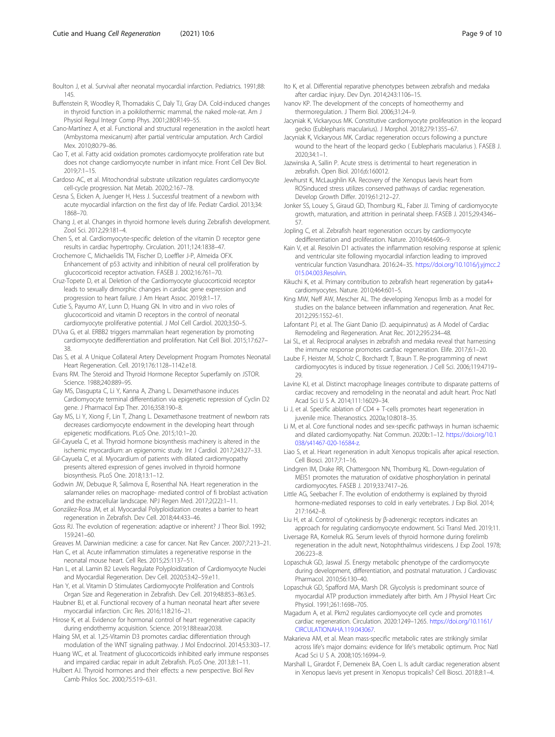Boulton J, et al. Survival after neonatal myocardial infarction. Pediatrics. 1991;88:145.

Buffenstein R, Woodley R, Thomadakis C, Daly TJ, Gray DA. Cold-induced changes in thyroid function in a poikilothermic mammal, the naked mole-rat. Am J Physiol Regul Integr Comp Phys. 2001;280:R149–55.

Cano-Martínez A, et al. Functional and structural regeneration in the axolotl heart (Ambystoma mexicanum) after partial ventricular amputation. Arch Cardiol Mex. 2010;80:79–86.

Cao T, et al. Fatty acid oxidation promotes cardiomyocyte proliferation rate but does not change cardiomyocyte number in infant mice. Front Cell Dev Biol. 2019;7:1–15.

Cardoso AC, et al. Mitochondrial substrate utilization regulates cardiomyocyte cell-cycle progression. Nat Metab. 2020;2:167–78.

Cesna S, Eicken A, Juenger H, Hess J. Successful treatment of a newborn with acute myocardial infarction on the first day of life. Pediatr Cardiol. 2013;34:1868–70.

Chang J, et al. Changes in thyroid hormone levels during Zebrafish development. Zool Sci. 2012;29:181–4.

Chen S, et al. Cardiomyocyte-specific deletion of the vitamin D receptor gene results in cardiac hypertrophy. Circulation. 2011;124:1838–47.

Crochemore C, Michaelidis TM, Fischer D, Loeffler J-P, Almeida OFX. Enhancement of p53 activity and inhibition of neural cell proliferation by glucocorticoid receptor activation. FASEB J. 2002;16:761–70.

Cruz-Topete D, et al. Deletion of the Cardiomyocyte glucocorticoid receptor leads to sexually dimorphic changes in cardiac gene expression and progression to heart failure. J Am Heart Assoc. 2019;8:1–17.

Cutie S, Payumo AY, Lunn D, Huang GN. In vitro and in vivo roles of glucocorticoid and vitamin D receptors in the control of neonatal cardiomyocyte proliferative potential. J Mol Cell Cardiol. 2020;3:50–5.

D'Uva G, et al. ERBB2 triggers mammalian heart regeneration by promoting cardiomyocyte dedifferentiation and proliferation. Nat Cell Biol. 2015;17:627–38.

Das S, et al. A Unique Collateral Artery Development Program Promotes Neonatal Heart Regeneration. Cell. 2019;176:1128–1142.e18.

Evans RM. The Steroid and Thyroid Hormone Receptor Superfamily on JSTOR. Science. 1988;240:889–95.

Gay MS, Dasgupta C, Li Y, Kanna A, Zhang L. Dexamethasone induces Cardiomyocyte terminal differentiation via epigenetic repression of Cyclin D2 gene. J Pharmacol Exp Ther. 2016;358:190–8.

Gay MS, Li Y, Xiong F, Lin T, Zhang L. Dexamethasone treatment of newborn rats decreases cardiomyocyte endowment in the developing heart through epigenetic modifications. PLoS One. 2015;10:1–20.

Gil-Cayuela C, et al. Thyroid hormone biosynthesis machinery is altered in the ischemic myocardium: an epigenomic study. Int J Cardiol. 2017;243:27–33.

Gil-Cayuela C, et al. Myocardium of patients with dilated cardiomyopathy presents altered expression of genes involved in thyroid hormone biosynthesis. PLoS One. 2018;13:1–12.

Godwin JW, Debuque R, Salimova E, Rosenthal NA. Heart regeneration in the salamander relies on macrophage- mediated control of fi broblast activation and the extracellular landscape. NPJ Regen Med. 2017;2(22):1–11.

González-Rosa JM, et al. Myocardial Polyploidization creates a barrier to heart regeneration in Zebrafish. Dev Cell. 2018;44:433–46.

Goss RJ. The evolution of regeneration: adaptive or inherent? J Theor Biol. 1992;159:241–60.

Greaves M. Darwinian medicine: a case for cancer. Nat Rev Cancer. 2007;7:213–21.

Han C, et al. Acute inflammation stimulates a regenerative response in the neonatal mouse heart. Cell Res. 2015;25:1137–51.

Han L, et al. Lamin B2 Levels Regulate Polyploidization of Cardiomyocyte Nuclei and Myocardial Regeneration. Dev Cell. 2020;53:42–59.e11.

Han Y, et al. Vitamin D Stimulates Cardiomyocyte Proliferation and Controls Organ Size and Regeneration in Zebrafish. Dev Cell. 2019;48:853–863.e5.

Haubner BJ, et al. Functional recovery of a human neonatal heart after severe myocardial infarction. Circ Res. 2016;118:216–21.

Hirose K, et al. Evidence for hormonal control of heart regenerative capacity during endothermy acquisition. Science. 2019;188:eaar2038.

Hlaing SM, et al. 1,25-Vitamin D3 promotes cardiac differentiation through modulation of the WNT signaling pathway. J Mol Endocrinol. 2014;53:303–17.

Huang WC, et al. Treatment of glucocorticoids inhibited early immune responses and impaired cardiac repair in adult Zebrafish. PLoS One. 2013;8:1–11.

Hulbert AJ. Thyroid hormones and their effects: a new perspective. Biol Rev Camb Philos Soc. 2000;75:519–631.

Ito K, et al. Differential reparative phenotypes between zebrafish and medaka after cardiac injury. Dev Dyn. 2014;243:1106–15.

Ivanov KP. The development of the concepts of homeothermy and thermoregulation. J Therm Biol. 2006;31:24–9.

Jacyniak K, Vickaryous MK. Constitutive cardiomyocyte proliferation in the leopard gecko (Eublepharis macularius). J Morphol. 2018;279:1355–67.

Jacyniak K, Vickaryous MK. Cardiac regeneration occurs following a puncture wound to the heart of the leopard gecko ( Eublepharis macularius ). FASEB J. 2020;34:1–1.

Jazwinska A, Sallin P. Acute stress is detrimental to heart regeneration in zebrafish. Open Biol. 2016;6:160012.

Jewhurst K, McLaughlin KA. Recovery of the Xenopus laevis heart from ROSinduced stress utilizes conserved pathways of cardiac regeneration. Develop Growth Differ. 2019;61:212–27.

Jonker SS, Louey S, Giraud GD, Thornburg KL, Faber JJ. Timing of cardiomyocyte growth, maturation, and attrition in perinatal sheep. FASEB J. 2015;29:4346–57.

Jopling C, et al. Zebrafish heart regeneration occurs by cardiomyocyte dedifferentiation and proliferation. Nature. 2010;464:606–9.

Kain V, et al. Resolvin D1 activates the inflammation resolving response at splenic and ventricular site following myocardial infarction leading to improved ventricular function Vasundhara. 2016:24–35. https://doi.org/10.1016/j.yjmcc.2015.04.003.Resolvin.

Kikuchi K, et al. Primary contribution to zebrafish heart regeneration by gata4+ cardiomyocytes. Nature. 2010;464:601–5.

King MW, Neff AW, Mescher AL. The developing Xenopus limb as a model for studies on the balance between inflammation and regeneration. Anat Rec. 2012;295:1552–61.

Lafontant PJ, et al. The Giant Danio (D. aequipinnatus) as A Model of Cardiac Remodeling and Regeneration. Anat Rec. 2012;295:234–48.

Lai SL, et al. Reciprocal analyses in zebrafish and medaka reveal that harnessing the immune response promotes cardiac regeneration. Elife. 2017;6:1–20.

Laube F, Heister M, Scholz C, Borchardt T, Braun T. Re-programming of newt cardiomyocytes is induced by tissue regeneration. J Cell Sci. 2006;119:4719–29.

Lavine KJ, et al. Distinct macrophage lineages contribute to disparate patterns of cardiac recovery and remodeling in the neonatal and adult heart. Proc Natl Acad Sci U S A. 2014;111:16029–34.

Li J, et al. Specific ablation of CD4 + T-cells promotes heart regeneration in juvenile mice. Theranostics. 2020a;10:8018–35.

Li M, et al. Core functional nodes and sex-specific pathways in human ischaemic and dilated cardiomyopathy. Nat Commun. 2020b:1–12. https://doi.org/10.1038/s41467-020-16584-z.

Liao S, et al. Heart regeneration in adult Xenopus tropicalis after apical resection. Cell Biosci. 2017;7:1–16.

Lindgren IM, Drake RR, Chattergoon NN, Thornburg KL. Down-regulation of MEIS1 promotes the maturation of oxidative phosphorylation in perinatal cardiomyocytes. FASEB J. 2019;33:7417–26.

Little AG, Seebacher F. The evolution of endothermy is explained by thyroid hormone-mediated responses to cold in early vertebrates. J Exp Biol. 2014;217:1642–8.

Liu H, et al. Control of cytokinesis by β-adrenergic receptors indicates an approach for regulating cardiomyocyte endowment. Sci Transl Med. 2019;11.

Liversage RA, Korneluk RG. Serum levels of thyroid hormone during forelimb regeneration in the adult newt, Notophthalmus viridescens. J Exp Zool. 1978;206:223–8.

Lopaschuk GD, Jaswal JS. Energy metabolic phenotype of the cardiomyocyte during development, differentiation, and postnatal maturation. J Cardiovasc Pharmacol. 2010;56:130–40.

Lopaschuk GD, Spafford MA, Marsh DR. Glycolysis is predominant source of myocardial ATP production immediately after birth. Am J Physiol Heart Circ Physiol. 1991;261:1698–705.

Magadum A, et al. Pkm2 regulates cardiomyocyte cell cycle and promotes cardiac regeneration. Circulation. 2020:1249–1265. https://doi.org/10.1161/CIRCULATIONAHA.119.043067.

Makarieva AM, et al. Mean mass-specific metabolic rates are strikingly similar across life's major domains: evidence for life's metabolic optimum. Proc Natl Acad Sci U S A. 2008;105:16994–9.

Marshall L, Girardot F, Demeneix BA, Coen L. Is adult cardiac regeneration absent in Xenopus laevis yet present in Xenopus tropicalis? Cell Biosci. 2018;8:1–4.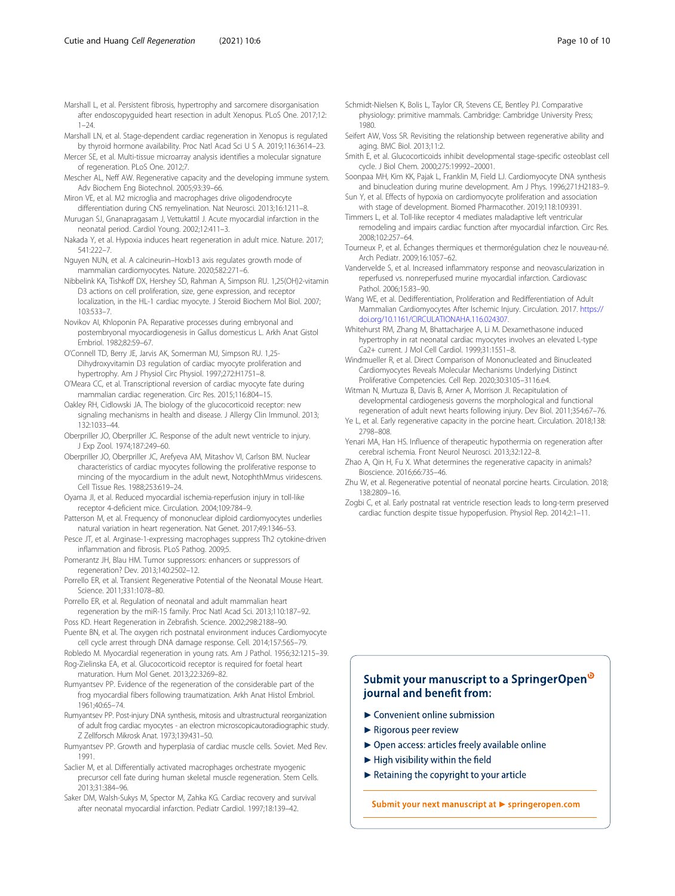Marshall L, et al. Persistent fibrosis, hypertrophy and sarcomere disorganisation after endoscopyguided heart resection in adult Xenopus. PLoS One. 2017;12:1–24.

Marshall LN, et al. Stage-dependent cardiac regeneration in Xenopus is regulated by thyroid hormone availability. Proc Natl Acad Sci U S A. 2019;116:3614–23.

Mercer SE, et al. Multi-tissue microarray analysis identifies a molecular signature of regeneration. PLoS One. 2012;7.

Mescher AL, Neff AW. Regenerative capacity and the developing immune system. Adv Biochem Eng Biotechnol. 2005;93:39–66.

Miron VE, et al. M2 microglia and macrophages drive oligodendrocyte differentiation during CNS remyelination. Nat Neurosci. 2013;16:1211–8.

Murugan SJ, Gnanapragasam J, Vettukattil J. Acute myocardial infarction in the neonatal period. Cardiol Young. 2002;12:411–3.

Nakada Y, et al. Hypoxia induces heart regeneration in adult mice. Nature. 2017;541:222–7.

Nguyen NUN, et al. A calcineurin–Hoxb13 axis regulates growth mode of mammalian cardiomyocytes. Nature. 2020;582:271–6.

Nibbelink KA, Tishkoff DX, Hershey SD, Rahman A, Simpson RU. 1,25(OH)2-vitamin D3 actions on cell proliferation, size, gene expression, and receptor localization, in the HL-1 cardiac myocyte. J Steroid Biochem Mol Biol. 2007;103:533–7.

Novikov AI, Khloponin PA. Reparative processes during embryonal and postembryonal myocardiogenesis in Gallus domesticus L. Arkh Anat Gistol Embriol. 1982;82:59–67.

O'Connell TD, Berry JE, Jarvis AK, Somerman MJ, Simpson RU. 1,25-Dihydroxyvitamin D3 regulation of cardiac myocyte proliferation and hypertrophy. Am J Physiol Circ Physiol. 1997;272:H1751–8.

O'Meara CC, et al. Transcriptional reversion of cardiac myocyte fate during mammalian cardiac regeneration. Circ Res. 2015;116:804–15.

Oakley RH, Cidlowski JA. The biology of the glucocorticoid receptor: new signaling mechanisms in health and disease. J Allergy Clin Immunol. 2013;132:1033–44.

Oberpriller JO, Oberpriller JC. Response of the adult newt ventricle to injury. J Exp Zool. 1974;187:249–60.

Oberpriller JO, Oberpriller JC, Arefyeva AM, Mitashov VI, Carlson BM. Nuclear characteristics of cardiac myocytes following the proliferative response to mincing of the myocardium in the adult newt, NotophthMmus viridescens. Cell Tissue Res. 1988;253:619–24.

Oyama JI, et al. Reduced myocardial ischemia-reperfusion injury in toll-like receptor 4-deficient mice. Circulation. 2004;109:784–9.

Patterson M, et al. Frequency of mononuclear diploid cardiomyocytes underlies natural variation in heart regeneration. Nat Genet. 2017;49:1346–53.

Pesce JT, et al. Arginase-1-expressing macrophages suppress Th2 cytokine-driven inflammation and fibrosis. PLoS Pathog. 2009;5.

Pomerantz JH, Blau HM. Tumor suppressors: enhancers or suppressors of regeneration? Dev. 2013;140:2502–12.

Porrello ER, et al. Transient Regenerative Potential of the Neonatal Mouse Heart. Science. 2011;331:1078–80.

Porrello ER, et al. Regulation of neonatal and adult mammalian heart regeneration by the miR-15 family. Proc Natl Acad Sci. 2013;110:187–92.

Poss KD. Heart Regeneration in Zebrafish. Science. 2002;298:2188–90.

Puente BN, et al. The oxygen rich postnatal environment induces Cardiomyocyte cell cycle arrest through DNA damage response. Cell. 2014;157:565–79.

Robledo M. Myocardial regeneration in young rats. Am J Pathol. 1956;32:1215–39.

Rog-Zielinska EA, et al. Glucocorticoid receptor is required for foetal heart maturation. Hum Mol Genet. 2013;22:3269–82.

Rumyantsev PP. Evidence of the regeneration of the considerable part of the frog myocardial fibers following traumatization. Arkh Anat Histol Embriol. 1961;40:65–74.

Rumyantsev PP. Post-injury DNA synthesis, mitosis and ultrastructural reorganization of adult frog cardiac myocytes - an electron microscopicautoradiographic study. Z Zellforsch Mikrosk Anat. 1973;139:431–50.

Rumyantsev PP. Growth and hyperplasia of cardiac muscle cells. Soviet. Med Rev. 1991.

Saclier M, et al. Differentially activated macrophages orchestrate myogenic precursor cell fate during human skeletal muscle regeneration. Stem Cells. 2013;31:384–96.

Saker DM, Walsh-Sukys M, Spector M, Zahka KG. Cardiac recovery and survival after neonatal myocardial infarction. Pediatr Cardiol. 1997;18:139–42.

Schmidt-Nielsen K, Bolis L, Taylor CR, Stevens CE, Bentley PJ. Comparative physiology: primitive mammals. Cambridge: Cambridge University Press; 1980.

Seifert AW, Voss SR. Revisiting the relationship between regenerative ability and aging. BMC Biol. 2013;11:2.

Smith E, et al. Glucocorticoids inhibit developmental stage-specific osteoblast cell cycle. J Biol Chem. 2000;275:19992–20001.

Soonpaa MH, Kim KK, Pajak L, Franklin M, Field LJ. Cardiomyocyte DNA synthesis and binucleation during murine development. Am J Phys. 1996;271:H2183–9.

Sun Y, et al. Effects of hypoxia on cardiomyocyte proliferation and association with stage of development. Biomed Pharmacother. 2019;118:109391.

Timmers L, et al. Toll-like receptor 4 mediates maladaptive left ventricular remodeling and impairs cardiac function after myocardial infarction. Circ Res. 2008;102:257–64.

Tourneux P, et al. Échanges thermiques et thermorégulation chez le nouveau-né. Arch Pediatr. 2009;16:1057–62.

Vandervelde S, et al. Increased inflammatory response and neovascularization in reperfused vs. nonreperfused murine myocardial infarction. Cardiovasc Pathol. 2006;15:83–90.

Wang WE, et al. Dedifferentiation, Proliferation and Redifferentiation of Adult Mammalian Cardiomyocytes After Ischemic Injury. Circulation. 2017. https://doi.org/10.1161/CIRCULATIONAHA.116.024307.

Whitehurst RM, Zhang M, Bhattacharjee A, Li M. Dexamethasone induced hypertrophy in rat neonatal cardiac myocytes involves an elevated L-type Ca2+ current. J Mol Cell Cardiol. 1999;31:1551–8.

Windmueller R, et al. Direct Comparison of Mononucleated and Binucleated Cardiomyocytes Reveals Molecular Mechanisms Underlying Distinct Proliferative Competencies. Cell Rep. 2020;30:3105–3116.e4.

Witman N, Murtuza B, Davis B, Arner A, Morrison JI. Recapitulation of developmental cardiogenesis governs the morphological and functional regeneration of adult newt hearts following injury. Dev Biol. 2011;354:67–76.

Ye L, et al. Early regenerative capacity in the porcine heart. Circulation. 2018;138:2798–808.

Yenari MA, Han HS. Influence of therapeutic hypothermia on regeneration after cerebral ischemia. Front Neurol Neurosci. 2013;32:122–8.

Zhao A, Qin H, Fu X. What determines the regenerative capacity in animals? Bioscience. 2016;66:735–46.

Zhu W, et al. Regenerative potential of neonatal porcine hearts. Circulation. 2018;138:2809–16.

Zogbi C, et al. Early postnatal rat ventricle resection leads to long-term preserved cardiac function despite tissue hypoperfusion. Physiol Rep. 2014;2:1–11.

**Submit your manuscript to a SpringerOpen journal and benefit from:**

- ► Convenient online submission
- ► Rigorous peer review
- ► Open access: articles freely available online
- ► High visibility within the field
- ► Retaining the copyright to your article

**Submit your next manuscript at ► springeropen.com**